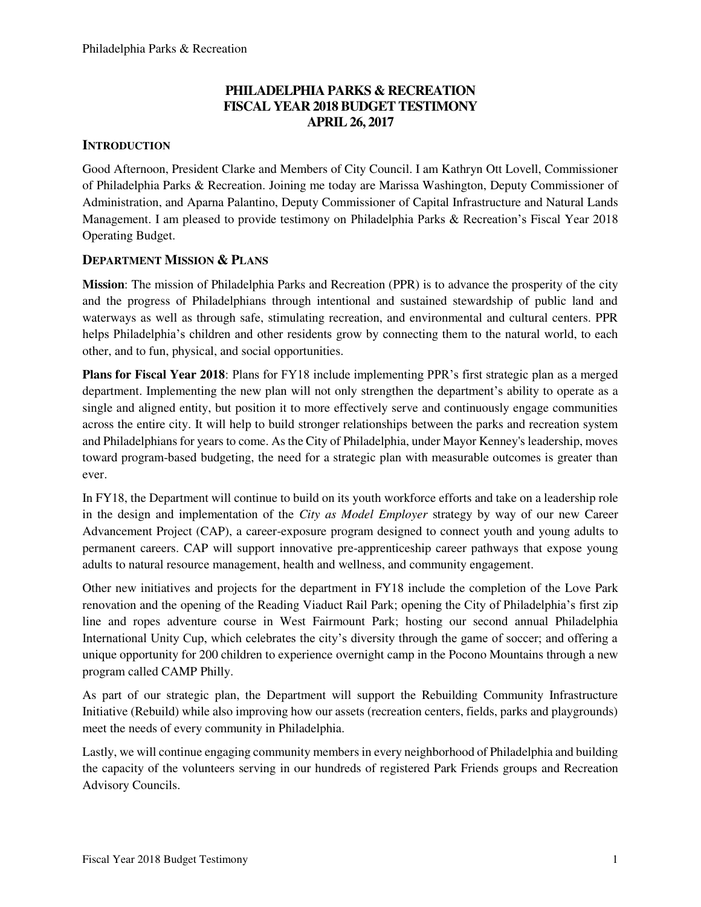# PHILADELPHIA PARKS & RECREATION
# FISCAL YEAR 2018 BUDGET TESTIMONY
# APRIL 26, 2017

## INTRODUCTION

Good Afternoon, President Clarke and Members of City Council. I am Kathryn Ott Lovell, Commissioner of Philadelphia Parks & Recreation. Joining me today are Marissa Washington, Deputy Commissioner of Administration, and Aparna Palantino, Deputy Commissioner of Capital Infrastructure and Natural Lands Management. I am pleased to provide testimony on Philadelphia Parks & Recreation's Fiscal Year 2018 Operating Budget.

## DEPARTMENT MISSION & PLANS

**Mission**: The mission of Philadelphia Parks and Recreation (PPR) is to advance the prosperity of the city and the progress of Philadelphians through intentional and sustained stewardship of public land and waterways as well as through safe, stimulating recreation, and environmental and cultural centers. PPR helps Philadelphia's children and other residents grow by connecting them to the natural world, to each other, and to fun, physical, and social opportunities.

**Plans for Fiscal Year 2018**: Plans for FY18 include implementing PPR's first strategic plan as a merged department. Implementing the new plan will not only strengthen the department's ability to operate as a single and aligned entity, but position it to more effectively serve and continuously engage communities across the entire city. It will help to build stronger relationships between the parks and recreation system and Philadelphians for years to come. As the City of Philadelphia, under Mayor Kenney's leadership, moves toward program-based budgeting, the need for a strategic plan with measurable outcomes is greater than ever.

In FY18, the Department will continue to build on its youth workforce efforts and take on a leadership role in the design and implementation of the *City as Model Employer* strategy by way of our new Career Advancement Project (CAP), a career-exposure program designed to connect youth and young adults to permanent careers. CAP will support innovative pre-apprenticeship career pathways that expose young adults to natural resource management, health and wellness, and community engagement.

Other new initiatives and projects for the department in FY18 include the completion of the Love Park renovation and the opening of the Reading Viaduct Rail Park; opening the City of Philadelphia's first zip line and ropes adventure course in West Fairmount Park; hosting our second annual Philadelphia International Unity Cup, which celebrates the city's diversity through the game of soccer; and offering a unique opportunity for 200 children to experience overnight camp in the Pocono Mountains through a new program called CAMP Philly.

As part of our strategic plan, the Department will support the Rebuilding Community Infrastructure Initiative (Rebuild) while also improving how our assets (recreation centers, fields, parks and playgrounds) meet the needs of every community in Philadelphia.

Lastly, we will continue engaging community members in every neighborhood of Philadelphia and building the capacity of the volunteers serving in our hundreds of registered Park Friends groups and Recreation Advisory Councils.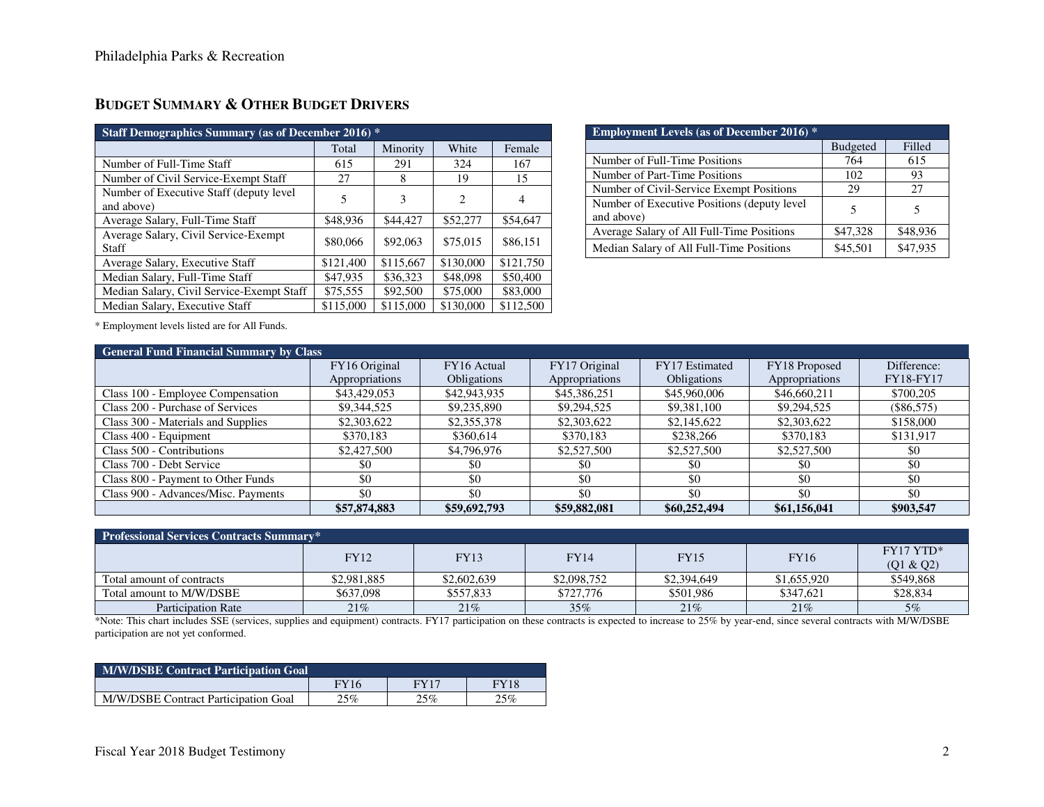## BUDGET SUMMARY & OTHER BUDGET DRIVERS

| Staff Demographics Summary (as of December 2016) * | | | | |
|---|---|---|---|---|
| | Total | Minority | White | Female |
| Number of Full-Time Staff | 615 | 291 | 324 | 167 |
| Number of Civil Service-Exempt Staff | 27 | 8 | 19 | 15 |
| Number of Executive Staff (deputy level and above) | 5 | 3 | 2 | 4 |
| Average Salary, Full-Time Staff | $48,936 | $44,427 | $52,277 | $54,647 |
| Average Salary, Civil Service-Exempt Staff | $80,066 | $92,063 | $75,015 | $86,151 |
| Average Salary, Executive Staff | $121,400 | $115,667 | $130,000 | $121,750 |
| Median Salary, Full-Time Staff | $47,935 | $36,323 | $48,098 | $50,400 |
| Median Salary, Civil Service-Exempt Staff | $75,555 | $92,500 | $75,000 | $83,000 |
| Median Salary, Executive Staff | $115,000 | $115,000 | $130,000 | $112,500 |

| Employment Levels (as of December 2016) * | | |
|---|---|---|
| | Budgeted | Filled |
| Number of Full-Time Positions | 764 | 615 |
| Number of Part-Time Positions | 102 | 93 |
| Number of Civil-Service Exempt Positions | 29 | 27 |
| Number of Executive Positions (deputy level and above) | 5 | 5 |
| Average Salary of All Full-Time Positions | $47,328 | $48,936 |
| Median Salary of All Full-Time Positions | $45,501 | $47,935 |

* Employment levels listed are for All Funds.

| General Fund Financial Summary by Class | | | | | | |
|---|---|---|---|---|---|---|
| | FY16 Original Appropriations | FY16 Actual Obligations | FY17 Original Appropriations | FY17 Estimated Obligations | FY18 Proposed Appropriations | Difference: FY18-FY17 |
| Class 100 - Employee Compensation | $43,429,053 | $42,943,935 | $45,386,251 | $45,960,006 | $46,660,211 | $700,205 |
| Class 200 - Purchase of Services | $9,344,525 | $9,235,890 | $9,294,525 | $9,381,100 | $9,294,525 | ($86,575) |
| Class 300 - Materials and Supplies | $2,303,622 | $2,355,378 | $2,303,622 | $2,145,622 | $2,303,622 | $158,000 |
| Class 400 - Equipment | $370,183 | $360,614 | $370,183 | $238,266 | $370,183 | $131,917 |
| Class 500 - Contributions | $2,427,500 | $4,796,976 | $2,527,500 | $2,527,500 | $2,527,500 | $0 |
| Class 700 - Debt Service | $0 | $0 | $0 | $0 | $0 | $0 |
| Class 800 - Payment to Other Funds | $0 | $0 | $0 | $0 | $0 | $0 |
| Class 900 - Advances/Misc. Payments | $0 | $0 | $0 | $0 | $0 | $0 |
| | **$57,874,883** | **$59,692,793** | **$59,882,081** | **$60,252,494** | **$61,156,041** | **$903,547** |

| Professional Services Contracts Summary* | | | | | | |
|---|---|---|---|---|---|---|
| | FY12 | FY13 | FY14 | FY15 | FY16 | FY17 YTD* (Q1 & Q2) |
| Total amount of contracts | $2,981,885 | $2,602,639 | $2,098,752 | $2,394,649 | $1,655,920 | $549,868 |
| Total amount to M/W/DSBE | $637,098 | $557,833 | $727,776 | $501,986 | $347,621 | $28,834 |
| Participation Rate | 21% | 21% | 35% | 21% | 21% | 5% |

*Note: This chart includes SSE (services, supplies and equipment) contracts. FY17 participation on these contracts is expected to increase to 25% by year-end, since several contracts with M/W/DSBE participation are not yet conformed.

| M/W/DSBE Contract Participation Goal | | | |
|---|---|---|---|
| | FY16 | FY17 | FY18 |
| M/W/DSBE Contract Participation Goal | 25% | 25% | 25% |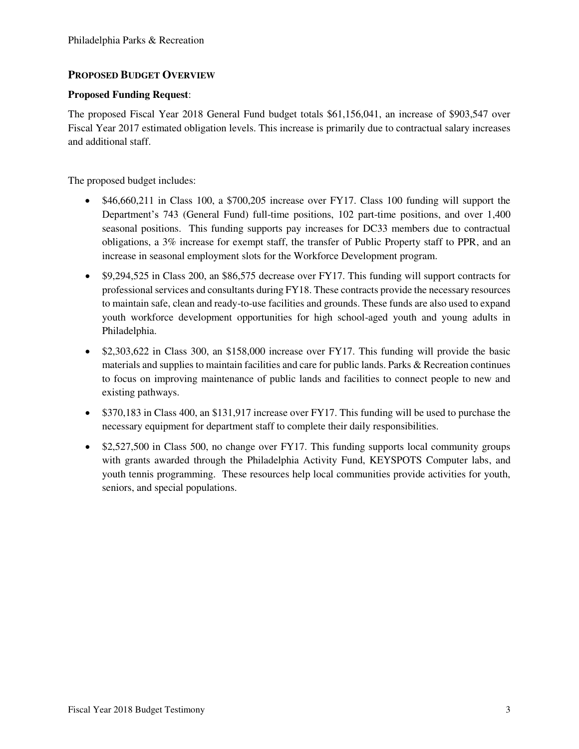## PROPOSED BUDGET OVERVIEW

**Proposed Funding Request**:

The proposed Fiscal Year 2018 General Fund budget totals $61,156,041, an increase of $903,547 over Fiscal Year 2017 estimated obligation levels. This increase is primarily due to contractual salary increases and additional staff.

The proposed budget includes:

- $46,660,211 in Class 100, a $700,205 increase over FY17. Class 100 funding will support the Department's 743 (General Fund) full-time positions, 102 part-time positions, and over 1,400 seasonal positions. This funding supports pay increases for DC33 members due to contractual obligations, a 3% increase for exempt staff, the transfer of Public Property staff to PPR, and an increase in seasonal employment slots for the Workforce Development program.
- $9,294,525 in Class 200, an $86,575 decrease over FY17. This funding will support contracts for professional services and consultants during FY18. These contracts provide the necessary resources to maintain safe, clean and ready-to-use facilities and grounds. These funds are also used to expand youth workforce development opportunities for high school-aged youth and young adults in Philadelphia.
- $2,303,622 in Class 300, an $158,000 increase over FY17. This funding will provide the basic materials and supplies to maintain facilities and care for public lands. Parks & Recreation continues to focus on improving maintenance of public lands and facilities to connect people to new and existing pathways.
- $370,183 in Class 400, an $131,917 increase over FY17. This funding will be used to purchase the necessary equipment for department staff to complete their daily responsibilities.
- $2,527,500 in Class 500, no change over FY17. This funding supports local community groups with grants awarded through the Philadelphia Activity Fund, KEYSPOTS Computer labs, and youth tennis programming. These resources help local communities provide activities for youth, seniors, and special populations.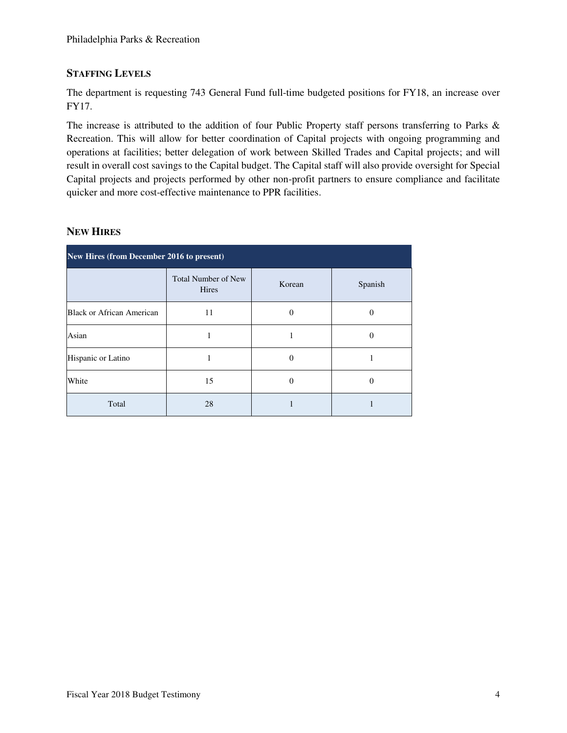## STAFFING LEVELS

The department is requesting 743 General Fund full-time budgeted positions for FY18, an increase over FY17.

The increase is attributed to the addition of four Public Property staff persons transferring to Parks & Recreation. This will allow for better coordination of Capital projects with ongoing programming and operations at facilities; better delegation of work between Skilled Trades and Capital projects; and will result in overall cost savings to the Capital budget. The Capital staff will also provide oversight for Special Capital projects and projects performed by other non-profit partners to ensure compliance and facilitate quicker and more cost-effective maintenance to PPR facilities.

## NEW HIRES

| New Hires (from December 2016 to present) | | | |
|---|---|---|---|
| | Total Number of New Hires | Korean | Spanish |
| Black or African American | 11 | 0 | 0 |
| Asian | 1 | 1 | 0 |
| Hispanic or Latino | 1 | 0 | 1 |
| White | 15 | 0 | 0 |
| Total | 28 | 1 | 1 |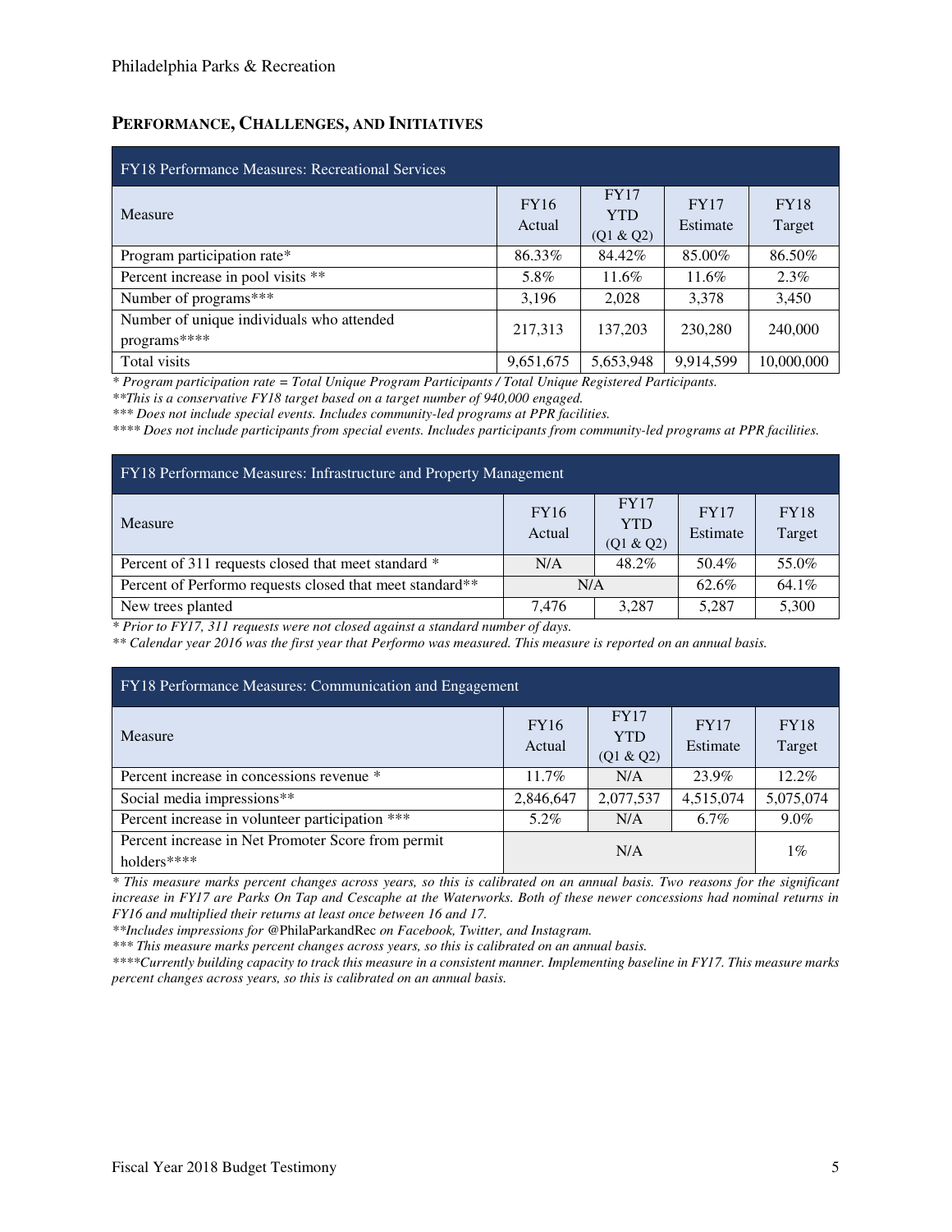## PERFORMANCE, CHALLENGES, AND INITIATIVES

| FY18 Performance Measures: Recreational Services | | | | |
|---|---|---|---|---|
| Measure | FY16 Actual | FY17 YTD (Q1 & Q2) | FY17 Estimate | FY18 Target |
| Program participation rate* | 86.33% | 84.42% | 85.00% | 86.50% |
| Percent increase in pool visits ** | 5.8% | 11.6% | 11.6% | 2.3% |
| Number of programs*** | 3,196 | 2,028 | 3,378 | 3,450 |
| Number of unique individuals who attended programs**** | 217,313 | 137,203 | 230,280 | 240,000 |
| Total visits | 9,651,675 | 5,653,948 | 9,914,599 | 10,000,000 |

*\* Program participation rate = Total Unique Program Participants / Total Unique Registered Participants.*

*\*\*This is a conservative FY18 target based on a target number of 940,000 engaged.*

*\*\*\* Does not include special events. Includes community-led programs at PPR facilities.*

*\*\*\*\* Does not include participants from special events. Includes participants from community-led programs at PPR facilities.*

| FY18 Performance Measures: Infrastructure and Property Management | | | | |
|---|---|---|---|---|
| Measure | FY16 Actual | FY17 YTD (Q1 & Q2) | FY17 Estimate | FY18 Target |
| Percent of 311 requests closed that meet standard * | N/A | 48.2% | 50.4% | 55.0% |
| Percent of Performo requests closed that meet standard** | N/A | | 62.6% | 64.1% |
| New trees planted | 7,476 | 3,287 | 5,287 | 5,300 |

*\* Prior to FY17, 311 requests were not closed against a standard number of days.*

*\*\* Calendar year 2016 was the first year that Performo was measured. This measure is reported on an annual basis.*

| FY18 Performance Measures: Communication and Engagement | | | | |
|---|---|---|---|---|
| Measure | FY16 Actual | FY17 YTD (Q1 & Q2) | FY17 Estimate | FY18 Target |
| Percent increase in concessions revenue * | 11.7% | N/A | 23.9% | 12.2% |
| Social media impressions** | 2,846,647 | 2,077,537 | 4,515,074 | 5,075,074 |
| Percent increase in volunteer participation *** | 5.2% | N/A | 6.7% | 9.0% |
| Percent increase in Net Promoter Score from permit holders**** | N/A | | | 1% |

*\* This measure marks percent changes across years, so this is calibrated on an annual basis. Two reasons for the significant increase in FY17 are Parks On Tap and Cescaphe at the Waterworks. Both of these newer concessions had nominal returns in FY16 and multiplied their returns at least once between 16 and 17.*

*\*\*Includes impressions for @PhilaParkandRec on Facebook, Twitter, and Instagram.*

*\*\*\* This measure marks percent changes across years, so this is calibrated on an annual basis.*

*\*\*\*\*Currently building capacity to track this measure in a consistent manner. Implementing baseline in FY17. This measure marks percent changes across years, so this is calibrated on an annual basis.*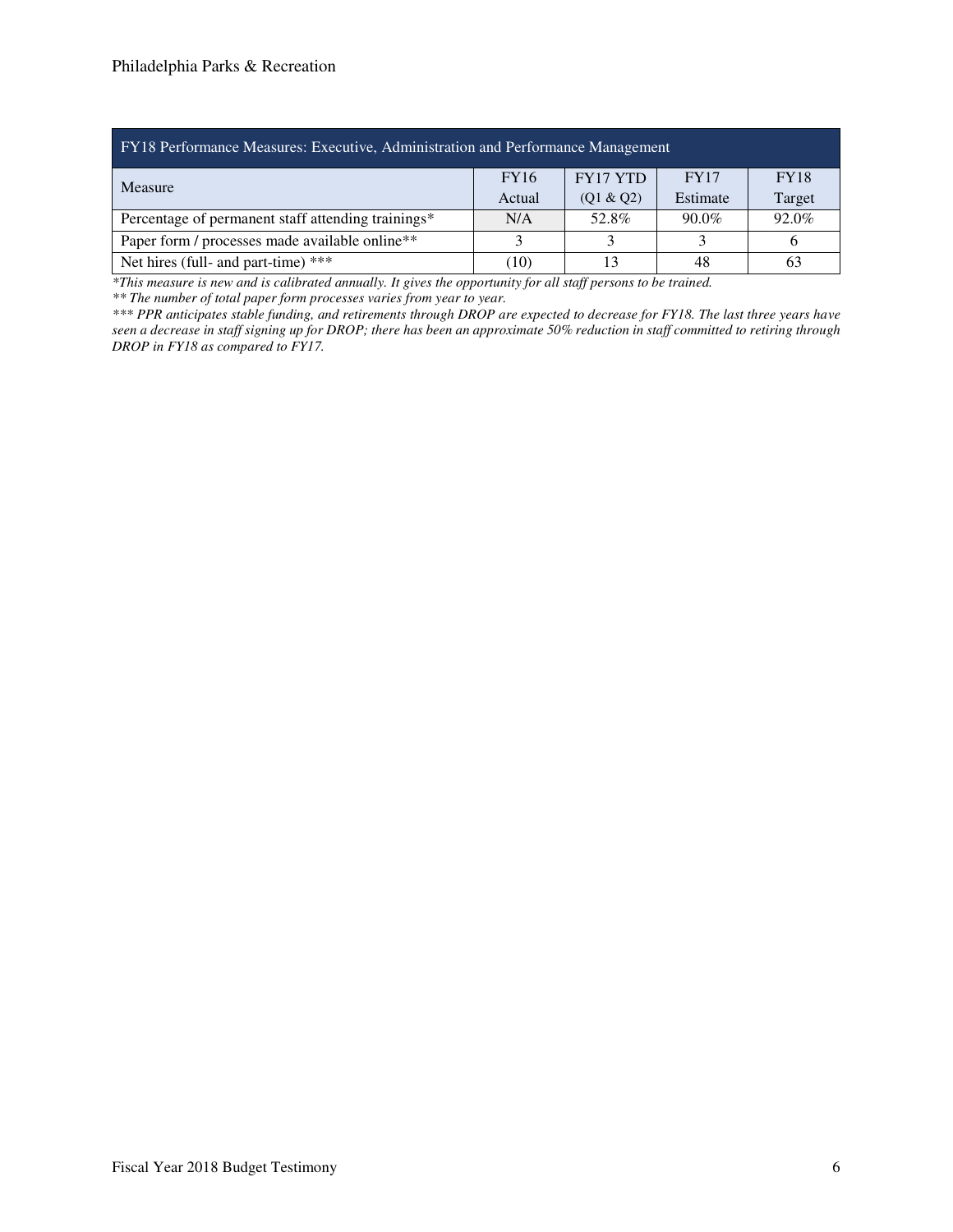| FY18 Performance Measures: Executive, Administration and Performance Management | | | | |
|---|---|---|---|---|
| Measure | FY16 Actual | FY17 YTD (Q1 & Q2) | FY17 Estimate | FY18 Target |
| Percentage of permanent staff attending trainings* | N/A | 52.8% | 90.0% | 92.0% |
| Paper form / processes made available online** | 3 | 3 | 3 | 6 |
| Net hires (full- and part-time) *** | (10) | 13 | 48 | 63 |

*This measure is new and is calibrated annually. It gives the opportunity for all staff persons to be trained.*

*** The number of total paper form processes varies from year to year.*

**** PPR anticipates stable funding, and retirements through DROP are expected to decrease for FY18. The last three years have seen a decrease in staff signing up for DROP; there has been an approximate 50% reduction in staff committed to retiring through DROP in FY18 as compared to FY17.*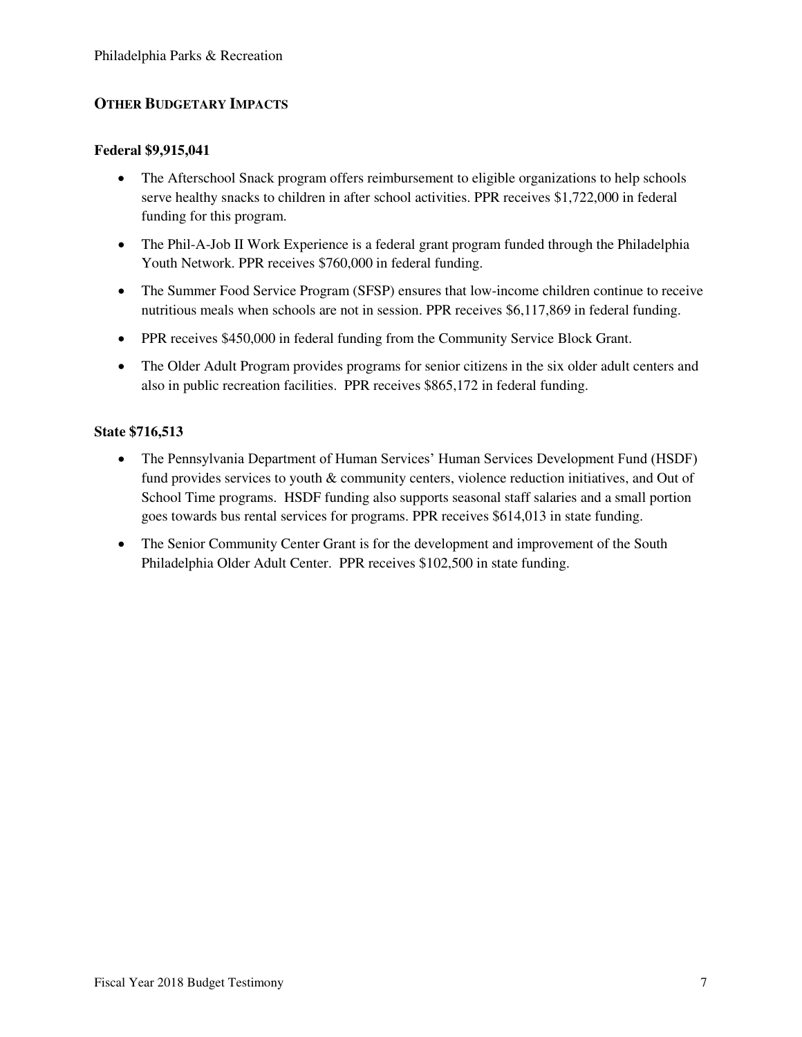## Other Budgetary Impacts

**Federal $9,915,041**

- The Afterschool Snack program offers reimbursement to eligible organizations to help schools serve healthy snacks to children in after school activities. PPR receives $1,722,000 in federal funding for this program.
- The Phil-A-Job II Work Experience is a federal grant program funded through the Philadelphia Youth Network. PPR receives $760,000 in federal funding.
- The Summer Food Service Program (SFSP) ensures that low-income children continue to receive nutritious meals when schools are not in session. PPR receives $6,117,869 in federal funding.
- PPR receives $450,000 in federal funding from the Community Service Block Grant.
- The Older Adult Program provides programs for senior citizens in the six older adult centers and also in public recreation facilities. PPR receives $865,172 in federal funding.

**State $716,513**

- The Pennsylvania Department of Human Services' Human Services Development Fund (HSDF) fund provides services to youth & community centers, violence reduction initiatives, and Out of School Time programs. HSDF funding also supports seasonal staff salaries and a small portion goes towards bus rental services for programs. PPR receives $614,013 in state funding.
- The Senior Community Center Grant is for the development and improvement of the South Philadelphia Older Adult Center. PPR receives $102,500 in state funding.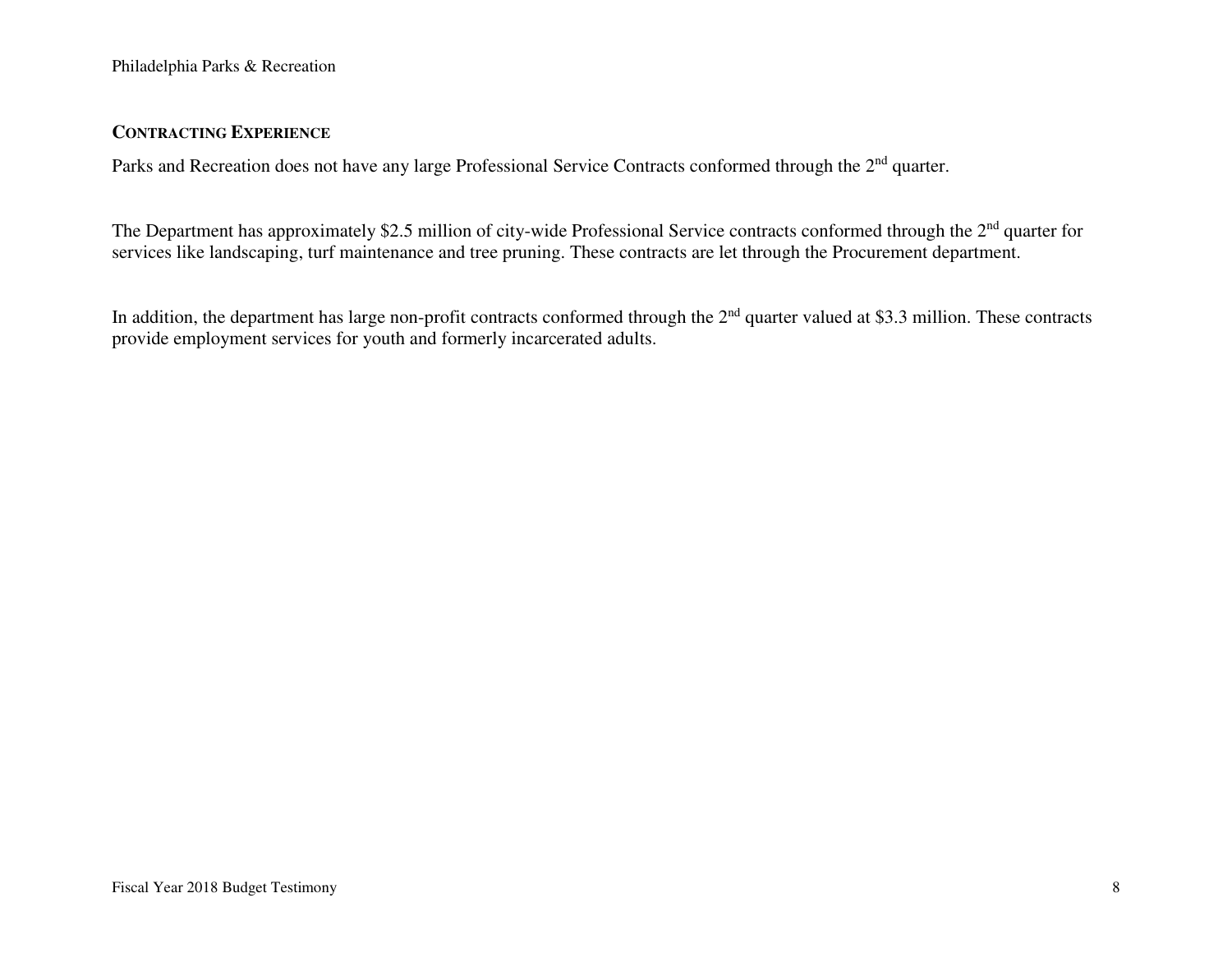## CONTRACTING EXPERIENCE

Parks and Recreation does not have any large Professional Service Contracts conformed through the 2nd quarter.

The Department has approximately $2.5 million of city-wide Professional Service contracts conformed through the 2nd quarter for services like landscaping, turf maintenance and tree pruning. These contracts are let through the Procurement department.

In addition, the department has large non-profit contracts conformed through the 2nd quarter valued at $3.3 million. These contracts provide employment services for youth and formerly incarcerated adults.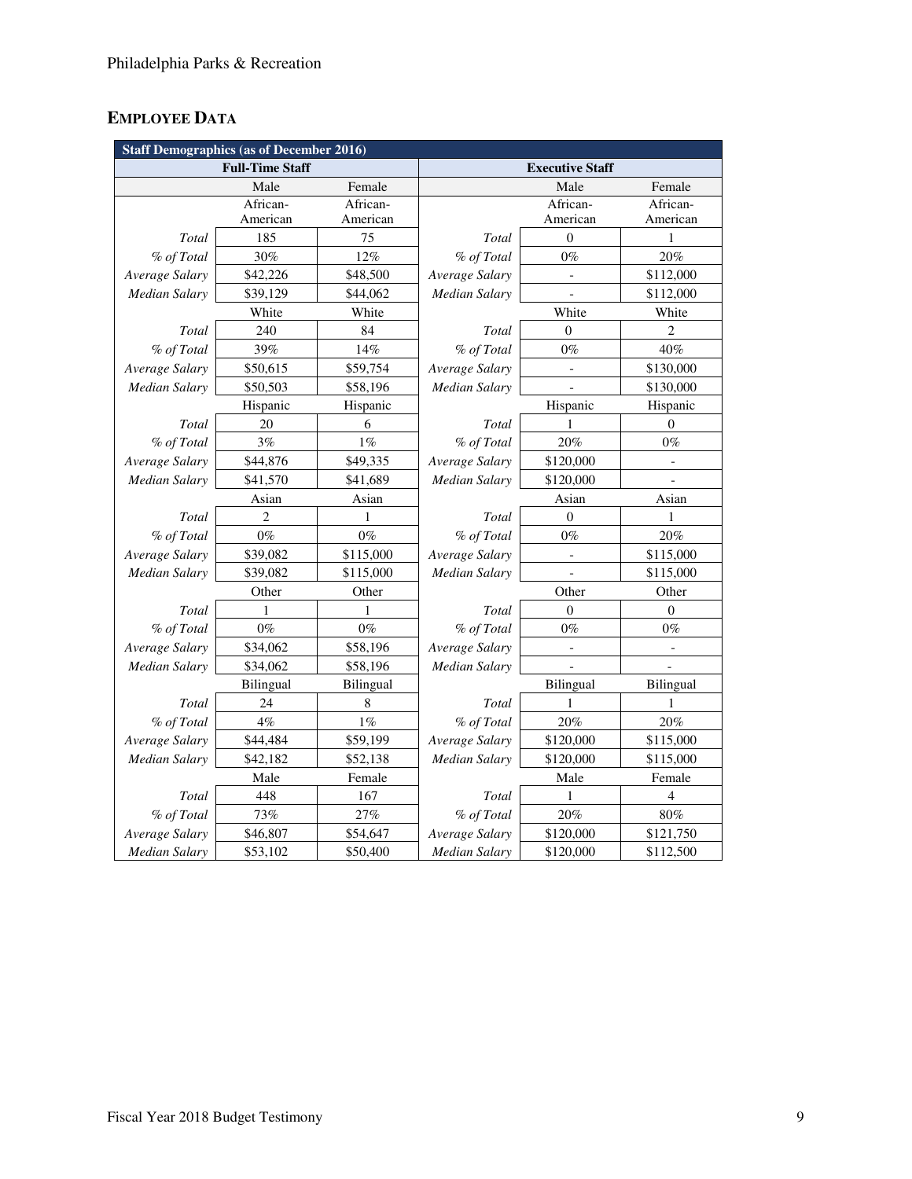## EMPLOYEE DATA

| Staff Demographics (as of December 2016) | | | | | |
|---|---|---|---|---|---|
| **Full-Time Staff** | | | **Executive Staff** | | |
| | Male | Female | | Male | Female |
| | African-American | African-American | | African-American | African-American |
| *Total* | 185 | 75 | *Total* | 0 | 1 |
| *% of Total* | 30% | 12% | *% of Total* | 0% | 20% |
| *Average Salary* | $42,226 | $48,500 | *Average Salary* | - | $112,000 |
| *Median Salary* | $39,129 | $44,062 | *Median Salary* | - | $112,000 |
| | White | White | | White | White |
| *Total* | 240 | 84 | *Total* | 0 | 2 |
| *% of Total* | 39% | 14% | *% of Total* | 0% | 40% |
| *Average Salary* | $50,615 | $59,754 | *Average Salary* | - | $130,000 |
| *Median Salary* | $50,503 | $58,196 | *Median Salary* | - | $130,000 |
| | Hispanic | Hispanic | | Hispanic | Hispanic |
| *Total* | 20 | 6 | *Total* | 1 | 0 |
| *% of Total* | 3% | 1% | *% of Total* | 20% | 0% |
| *Average Salary* | $44,876 | $49,335 | *Average Salary* | $120,000 | - |
| *Median Salary* | $41,570 | $41,689 | *Median Salary* | $120,000 | - |
| | Asian | Asian | | Asian | Asian |
| *Total* | 2 | 1 | *Total* | 0 | 1 |
| *% of Total* | 0% | 0% | *% of Total* | 0% | 20% |
| *Average Salary* | $39,082 | $115,000 | *Average Salary* | - | $115,000 |
| *Median Salary* | $39,082 | $115,000 | *Median Salary* | - | $115,000 |
| | Other | Other | | Other | Other |
| *Total* | 1 | 1 | *Total* | 0 | 0 |
| *% of Total* | 0% | 0% | *% of Total* | 0% | 0% |
| *Average Salary* | $34,062 | $58,196 | *Average Salary* | - | - |
| *Median Salary* | $34,062 | $58,196 | *Median Salary* | - | - |
| | Bilingual | Bilingual | | Bilingual | Bilingual |
| *Total* | 24 | 8 | *Total* | 1 | 1 |
| *% of Total* | 4% | 1% | *% of Total* | 20% | 20% |
| *Average Salary* | $44,484 | $59,199 | *Average Salary* | $120,000 | $115,000 |
| *Median Salary* | $42,182 | $52,138 | *Median Salary* | $120,000 | $115,000 |
| | Male | Female | | Male | Female |
| *Total* | 448 | 167 | *Total* | 1 | 4 |
| *% of Total* | 73% | 27% | *% of Total* | 20% | 80% |
| *Average Salary* | $46,807 | $54,647 | *Average Salary* | $120,000 | $121,750 |
| *Median Salary* | $53,102 | $50,400 | *Median Salary* | $120,000 | $112,500 |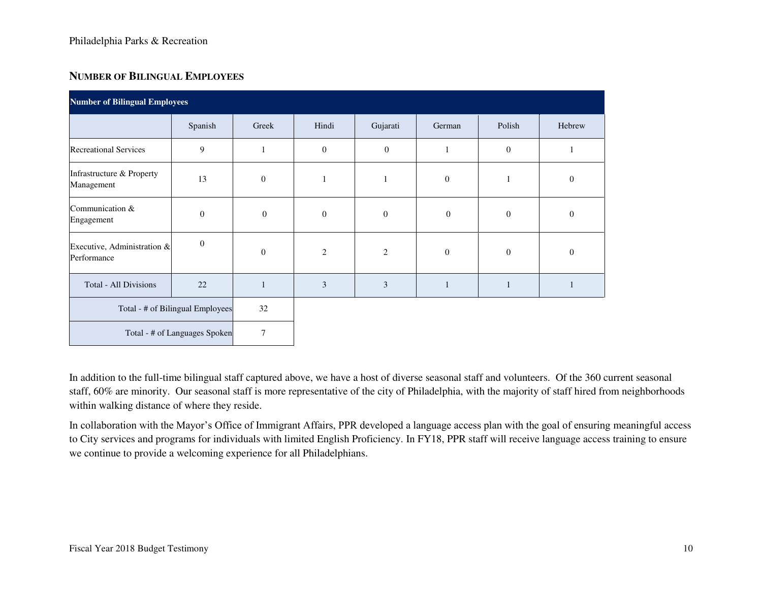## NUMBER OF BILINGUAL EMPLOYEES

| Number of Bilingual Employees | | | | | | | |
|---|---|---|---|---|---|---|---|
| | Spanish | Greek | Hindi | Gujarati | German | Polish | Hebrew |
| Recreational Services | 9 | 1 | 0 | 0 | 1 | 0 | 1 |
| Infrastructure & Property Management | 13 | 0 | 1 | 1 | 0 | 1 | 0 |
| Communication & Engagement | 0 | 0 | 0 | 0 | 0 | 0 | 0 |
| Executive, Administration & Performance | 0 | 0 | 2 | 2 | 0 | 0 | 0 |
| Total - All Divisions | 22 | 1 | 3 | 3 | 1 | 1 | 1 |
| Total - # of Bilingual Employees | | 32 | | | | | |
| Total - # of Languages Spoken | | 7 | | | | | |

In addition to the full-time bilingual staff captured above, we have a host of diverse seasonal staff and volunteers. Of the 360 current seasonal staff, 60% are minority. Our seasonal staff is more representative of the city of Philadelphia, with the majority of staff hired from neighborhoods within walking distance of where they reside.

In collaboration with the Mayor's Office of Immigrant Affairs, PPR developed a language access plan with the goal of ensuring meaningful access to City services and programs for individuals with limited English Proficiency. In FY18, PPR staff will receive language access training to ensure we continue to provide a welcoming experience for all Philadelphians.